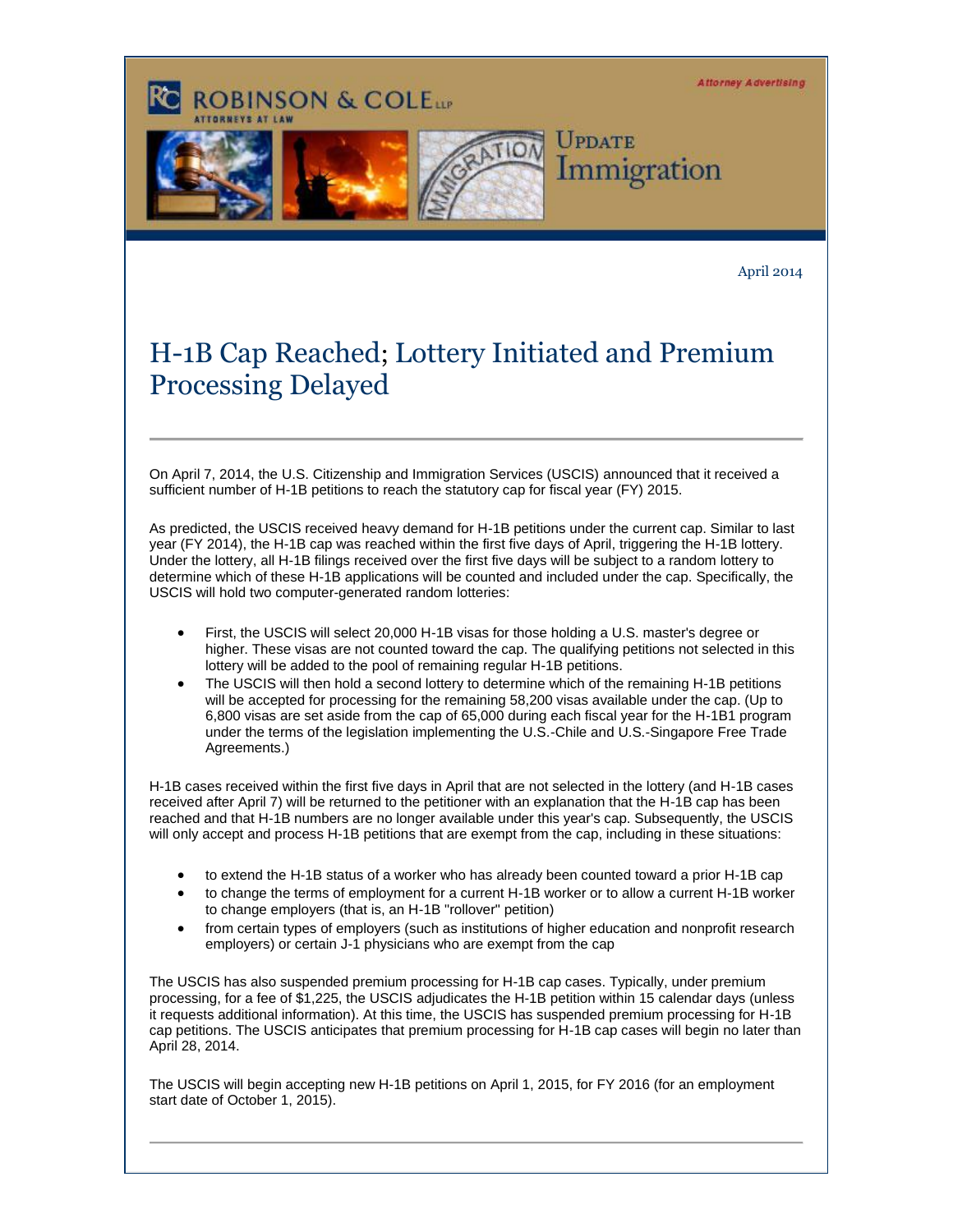ROBINSON & COLE LLP
ATTORNEYS AT LAW

Attorney Advertising

UPDATE
Immigration

April 2014

# H-1B Cap Reached; Lottery Initiated and Premium Processing Delayed

On April 7, 2014, the U.S. Citizenship and Immigration Services (USCIS) announced that it received a sufficient number of H-1B petitions to reach the statutory cap for fiscal year (FY) 2015.

As predicted, the USCIS received heavy demand for H-1B petitions under the current cap. Similar to last year (FY 2014), the H-1B cap was reached within the first five days of April, triggering the H-1B lottery. Under the lottery, all H-1B filings received over the first five days will be subject to a random lottery to determine which of these H-1B applications will be counted and included under the cap. Specifically, the USCIS will hold two computer-generated random lotteries:

- First, the USCIS will select 20,000 H-1B visas for those holding a U.S. master's degree or higher. These visas are not counted toward the cap. The qualifying petitions not selected in this lottery will be added to the pool of remaining regular H-1B petitions.
- The USCIS will then hold a second lottery to determine which of the remaining H-1B petitions will be accepted for processing for the remaining 58,200 visas available under the cap. (Up to 6,800 visas are set aside from the cap of 65,000 during each fiscal year for the H-1B1 program under the terms of the legislation implementing the U.S.-Chile and U.S.-Singapore Free Trade Agreements.)

H-1B cases received within the first five days in April that are not selected in the lottery (and H-1B cases received after April 7) will be returned to the petitioner with an explanation that the H-1B cap has been reached and that H-1B numbers are no longer available under this year's cap. Subsequently, the USCIS will only accept and process H-1B petitions that are exempt from the cap, including in these situations:

- to extend the H-1B status of a worker who has already been counted toward a prior H-1B cap
- to change the terms of employment for a current H-1B worker or to allow a current H-1B worker to change employers (that is, an H-1B "rollover" petition)
- from certain types of employers (such as institutions of higher education and nonprofit research employers) or certain J-1 physicians who are exempt from the cap

The USCIS has also suspended premium processing for H-1B cap cases. Typically, under premium processing, for a fee of $1,225, the USCIS adjudicates the H-1B petition within 15 calendar days (unless it requests additional information). At this time, the USCIS has suspended premium processing for H-1B cap petitions. The USCIS anticipates that premium processing for H-1B cap cases will begin no later than April 28, 2014.

The USCIS will begin accepting new H-1B petitions on April 1, 2015, for FY 2016 (for an employment start date of October 1, 2015).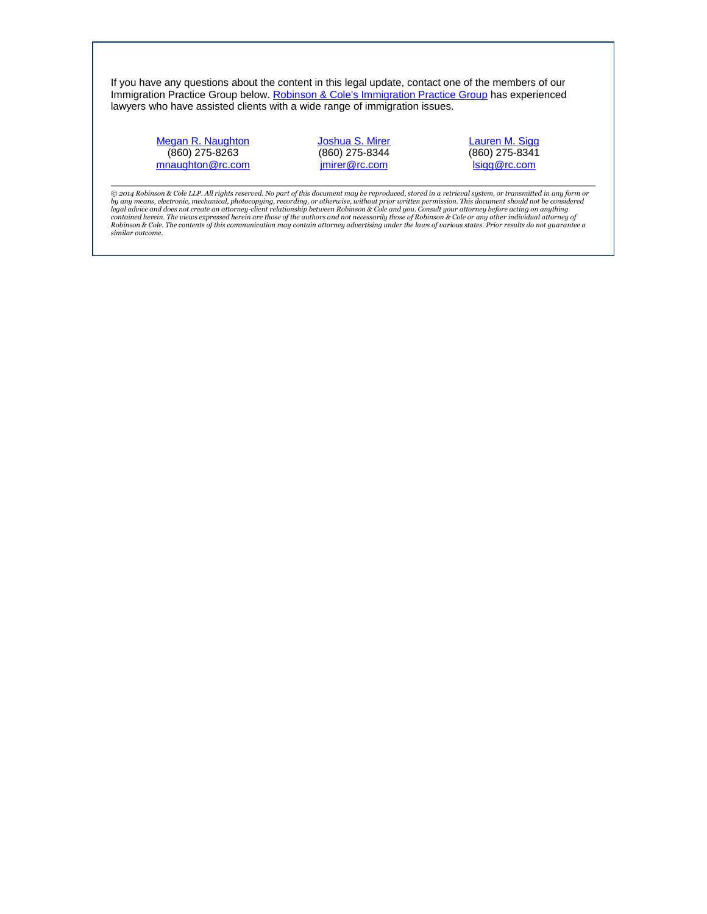If you have any questions about the content in this legal update, contact one of the members of our Immigration Practice Group below. Robinson & Cole's Immigration Practice Group has experienced lawyers who have assisted clients with a wide range of immigration issues.

| | | |
|---|---|---|
| Megan R. Naughton | Joshua S. Mirer | Lauren M. Sigg |
| (860) 275-8263 | (860) 275-8344 | (860) 275-8341 |
| mnaughton@rc.com | jmirer@rc.com | lsigg@rc.com |

---

*© 2014 Robinson & Cole LLP. All rights reserved. No part of this document may be reproduced, stored in a retrieval system, or transmitted in any form or by any means, electronic, mechanical, photocopying, recording, or otherwise, without prior written permission. This document should not be considered legal advice and does not create an attorney-client relationship between Robinson & Cole and you. Consult your attorney before acting on anything contained herein. The views expressed herein are those of the authors and not necessarily those of Robinson & Cole or any other individual attorney of Robinson & Cole. The contents of this communication may contain attorney advertising under the laws of various states. Prior results do not guarantee a similar outcome.*